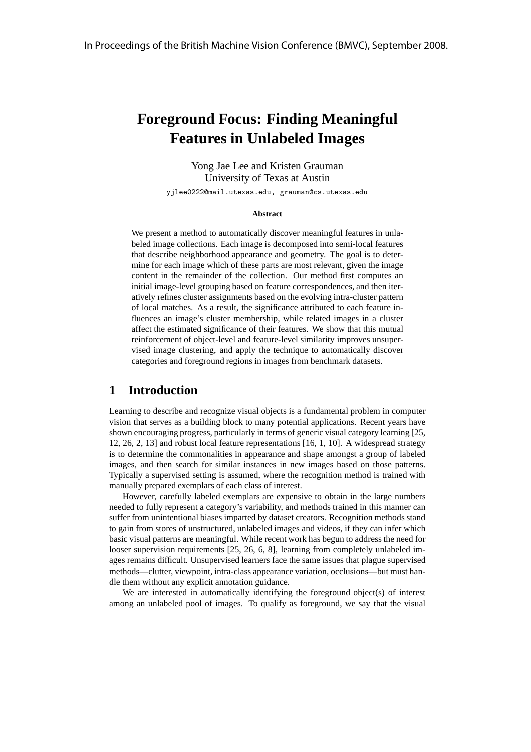In Proceedings of the British Machine Vision Conference (BMVC), September 2008.

# Foreground Focus: Finding Meaningful Features in Unlabeled Images

Yong Jae Lee and Kristen Grauman
University of Texas at Austin
yjlee0222@mail.utexas.edu, grauman@cs.utexas.edu

**Abstract**

We present a method to automatically discover meaningful features in unlabeled image collections. Each image is decomposed into semi-local features that describe neighborhood appearance and geometry. The goal is to determine for each image which of these parts are most relevant, given the image content in the remainder of the collection. Our method first computes an initial image-level grouping based on feature correspondences, and then iteratively refines cluster assignments based on the evolving intra-cluster pattern of local matches. As a result, the significance attributed to each feature influences an image's cluster membership, while related images in a cluster affect the estimated significance of their features. We show that this mutual reinforcement of object-level and feature-level similarity improves unsupervised image clustering, and apply the technique to automatically discover categories and foreground regions in images from benchmark datasets.

## 1 Introduction

Learning to describe and recognize visual objects is a fundamental problem in computer vision that serves as a building block to many potential applications. Recent years have shown encouraging progress, particularly in terms of generic visual category learning [25, 12, 26, 2, 13] and robust local feature representations [16, 1, 10]. A widespread strategy is to determine the commonalities in appearance and shape amongst a group of labeled images, and then search for similar instances in new images based on those patterns. Typically a supervised setting is assumed, where the recognition method is trained with manually prepared exemplars of each class of interest.

However, carefully labeled exemplars are expensive to obtain in the large numbers needed to fully represent a category's variability, and methods trained in this manner can suffer from unintentional biases imparted by dataset creators. Recognition methods stand to gain from stores of unstructured, unlabeled images and videos, if they can infer which basic visual patterns are meaningful. While recent work has begun to address the need for looser supervision requirements [25, 26, 6, 8], learning from completely unlabeled images remains difficult. Unsupervised learners face the same issues that plague supervised methods—clutter, viewpoint, intra-class appearance variation, occlusions—but must handle them without any explicit annotation guidance.

We are interested in automatically identifying the foreground object(s) of interest among an unlabeled pool of images. To qualify as foreground, we say that the visual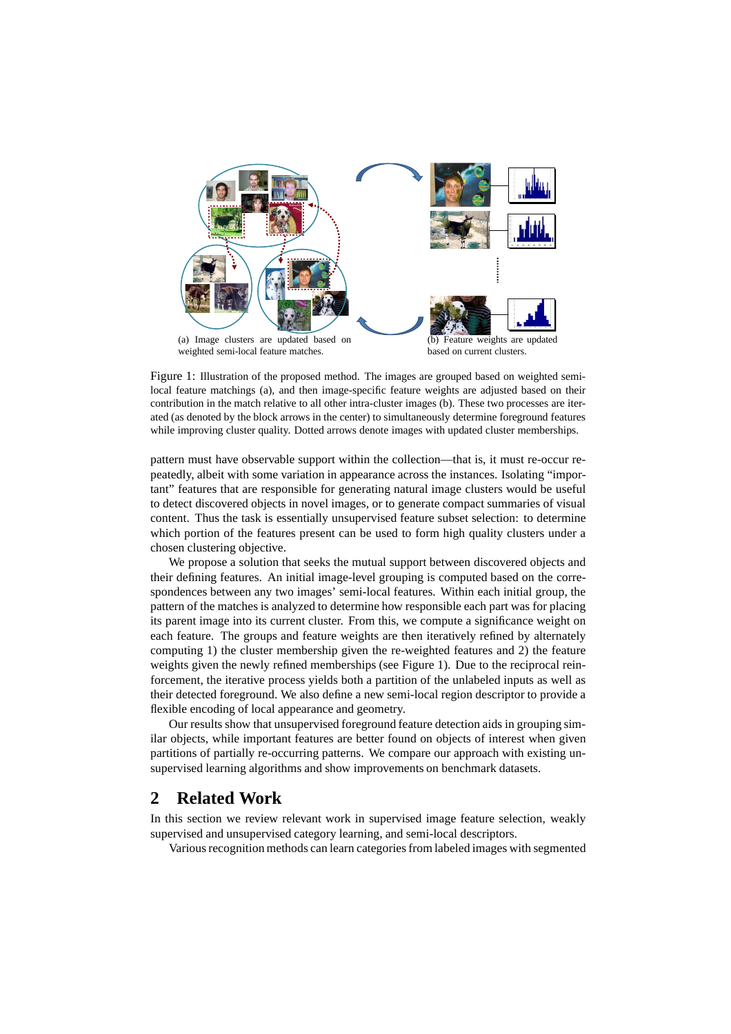(a) Image clusters are updated based on weighted semi-local feature matches.

(b) Feature weights are updated based on current clusters.

Figure 1: Illustration of the proposed method. The images are grouped based on weighted semi-local feature matchings (a), and then image-specific feature weights are adjusted based on their contribution in the match relative to all other intra-cluster images (b). These two processes are iterated (as denoted by the block arrows in the center) to simultaneously determine foreground features while improving cluster quality. Dotted arrows denote images with updated cluster memberships.

pattern must have observable support within the collection—that is, it must re-occur repeatedly, albeit with some variation in appearance across the instances. Isolating "important" features that are responsible for generating natural image clusters would be useful to detect discovered objects in novel images, or to generate compact summaries of visual content. Thus the task is essentially unsupervised feature subset selection: to determine which portion of the features present can be used to form high quality clusters under a chosen clustering objective.

We propose a solution that seeks the mutual support between discovered objects and their defining features. An initial image-level grouping is computed based on the correspondences between any two images' semi-local features. Within each initial group, the pattern of the matches is analyzed to determine how responsible each part was for placing its parent image into its current cluster. From this, we compute a significance weight on each feature. The groups and feature weights are then iteratively refined by alternately computing 1) the cluster membership given the re-weighted features and 2) the feature weights given the newly refined memberships (see Figure 1). Due to the reciprocal reinforcement, the iterative process yields both a partition of the unlabeled inputs as well as their detected foreground. We also define a new semi-local region descriptor to provide a flexible encoding of local appearance and geometry.

Our results show that unsupervised foreground feature detection aids in grouping similar objects, while important features are better found on objects of interest when given partitions of partially re-occurring patterns. We compare our approach with existing unsupervised learning algorithms and show improvements on benchmark datasets.

## 2 Related Work

In this section we review relevant work in supervised image feature selection, weakly supervised and unsupervised category learning, and semi-local descriptors.

Various recognition methods can learn categories from labeled images with segmented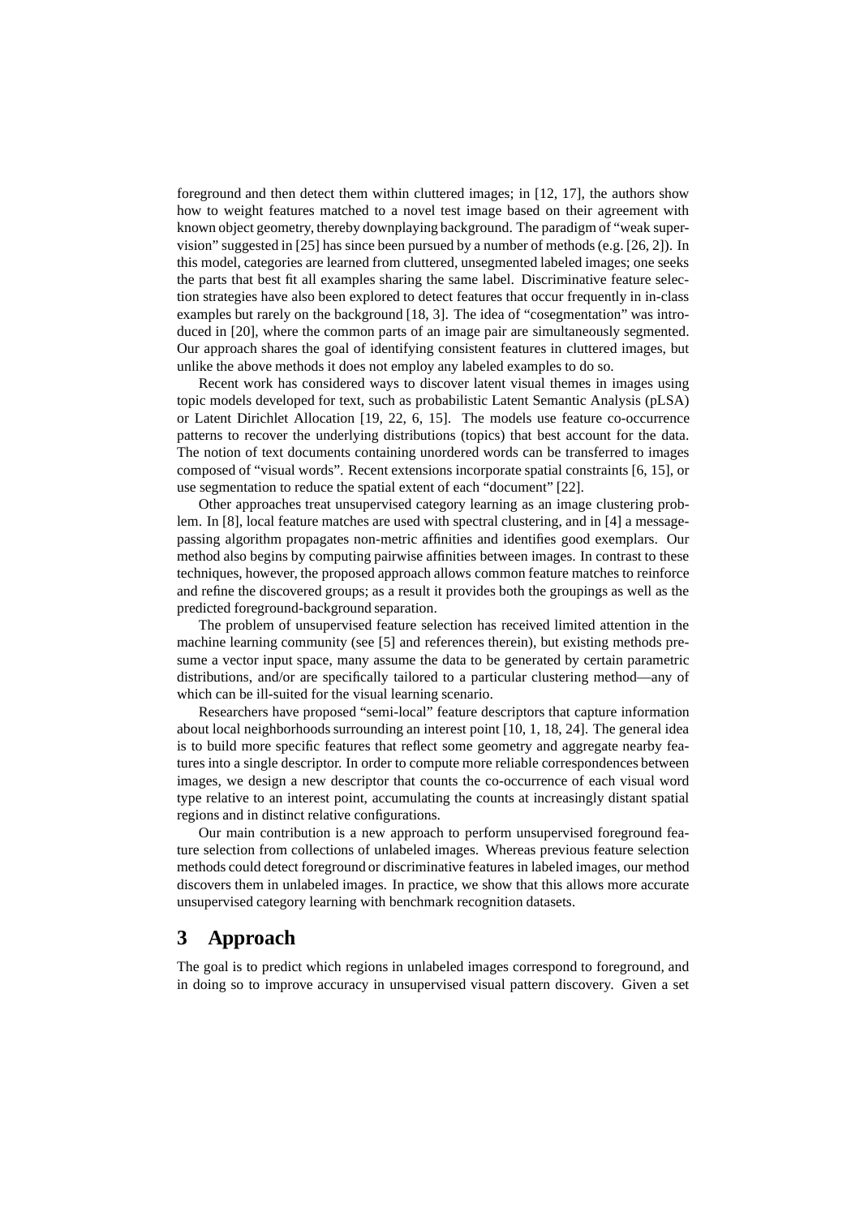foreground and then detect them within cluttered images; in [12, 17], the authors show how to weight features matched to a novel test image based on their agreement with known object geometry, thereby downplaying background. The paradigm of "weak supervision" suggested in [25] has since been pursued by a number of methods (e.g. [26, 2]). In this model, categories are learned from cluttered, unsegmented labeled images; one seeks the parts that best fit all examples sharing the same label. Discriminative feature selection strategies have also been explored to detect features that occur frequently in in-class examples but rarely on the background [18, 3]. The idea of "cosegmentation" was introduced in [20], where the common parts of an image pair are simultaneously segmented. Our approach shares the goal of identifying consistent features in cluttered images, but unlike the above methods it does not employ any labeled examples to do so.

Recent work has considered ways to discover latent visual themes in images using topic models developed for text, such as probabilistic Latent Semantic Analysis (pLSA) or Latent Dirichlet Allocation [19, 22, 6, 15]. The models use feature co-occurrence patterns to recover the underlying distributions (topics) that best account for the data. The notion of text documents containing unordered words can be transferred to images composed of "visual words". Recent extensions incorporate spatial constraints [6, 15], or use segmentation to reduce the spatial extent of each "document" [22].

Other approaches treat unsupervised category learning as an image clustering problem. In [8], local feature matches are used with spectral clustering, and in [4] a message-passing algorithm propagates non-metric affinities and identifies good exemplars. Our method also begins by computing pairwise affinities between images. In contrast to these techniques, however, the proposed approach allows common feature matches to reinforce and refine the discovered groups; as a result it provides both the groupings as well as the predicted foreground-background separation.

The problem of unsupervised feature selection has received limited attention in the machine learning community (see [5] and references therein), but existing methods presume a vector input space, many assume the data to be generated by certain parametric distributions, and/or are specifically tailored to a particular clustering method—any of which can be ill-suited for the visual learning scenario.

Researchers have proposed "semi-local" feature descriptors that capture information about local neighborhoods surrounding an interest point [10, 1, 18, 24]. The general idea is to build more specific features that reflect some geometry and aggregate nearby features into a single descriptor. In order to compute more reliable correspondences between images, we design a new descriptor that counts the co-occurrence of each visual word type relative to an interest point, accumulating the counts at increasingly distant spatial regions and in distinct relative configurations.

Our main contribution is a new approach to perform unsupervised foreground feature selection from collections of unlabeled images. Whereas previous feature selection methods could detect foreground or discriminative features in labeled images, our method discovers them in unlabeled images. In practice, we show that this allows more accurate unsupervised category learning with benchmark recognition datasets.

# 3 Approach

The goal is to predict which regions in unlabeled images correspond to foreground, and in doing so to improve accuracy in unsupervised visual pattern discovery. Given a set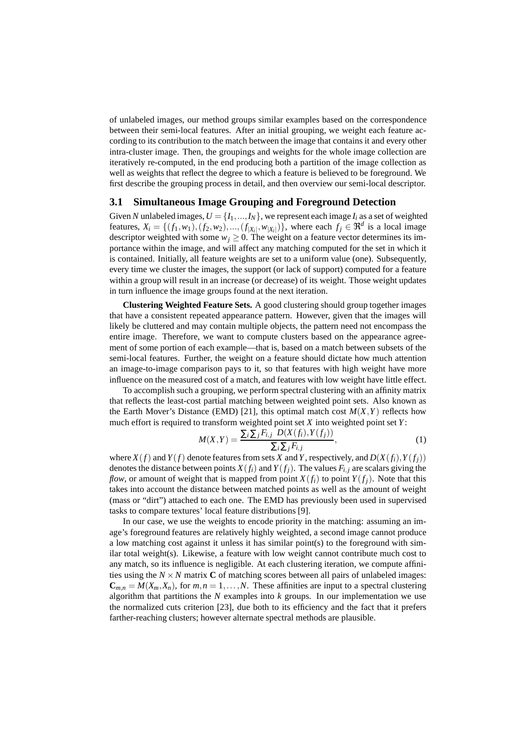of unlabeled images, our method groups similar examples based on the correspondence between their semi-local features. After an initial grouping, we weight each feature according to its contribution to the match between the image that contains it and every other intra-cluster image. Then, the groupings and weights for the whole image collection are iteratively re-computed, in the end producing both a partition of the image collection as well as weights that reflect the degree to which a feature is believed to be foreground. We first describe the grouping process in detail, and then overview our semi-local descriptor.

### 3.1 Simultaneous Image Grouping and Foreground Detection

Given $N$ unlabeled images, $U = \{I_1, \ldots, I_N\}$, we represent each image $I_i$ as a set of weighted features, $X_i = \{(f_1, w_1), (f_2, w_2), \ldots, (f_{|X_i|}, w_{|X_i|})\}$, where each $f_j \in \Re^d$ is a local image descriptor weighted with some $w_j \geq 0$. The weight on a feature vector determines its importance within the image, and will affect any matching computed for the set in which it is contained. Initially, all feature weights are set to a uniform value (one). Subsequently, every time we cluster the images, the support (or lack of support) computed for a feature within a group will result in an increase (or decrease) of its weight. Those weight updates in turn influence the image groups found at the next iteration.

**Clustering Weighted Feature Sets.** A good clustering should group together images that have a consistent repeated appearance pattern. However, given that the images will likely be cluttered and may contain multiple objects, the pattern need not encompass the entire image. Therefore, we want to compute clusters based on the appearance agreement of some portion of each example—that is, based on a match between subsets of the semi-local features. Further, the weight on a feature should dictate how much attention an image-to-image comparison pays to it, so that features with high weight have more influence on the measured cost of a match, and features with low weight have little effect.

To accomplish such a grouping, we perform spectral clustering with an affinity matrix that reflects the least-cost partial matching between weighted point sets. Also known as the Earth Mover's Distance (EMD) [21], this optimal match cost $M(X,Y)$ reflects how much effort is required to transform weighted point set $X$ into weighted point set $Y$:

$$M(X,Y) = \frac{\sum_i \sum_j F_{i,j} \; D(X(f_i), Y(f_j))}{\sum_i \sum_j F_{i,j}}, \tag{1}$$

where $X(f)$ and $Y(f)$ denote features from sets $X$ and $Y$, respectively, and $D(X(f_i), Y(f_j))$ denotes the distance between points $X(f_i)$ and $Y(f_j)$. The values $F_{i,j}$ are scalars giving the *flow*, or amount of weight that is mapped from point $X(f_i)$ to point $Y(f_j)$. Note that this takes into account the distance between matched points as well as the amount of weight (mass or "dirt") attached to each one. The EMD has previously been used in supervised tasks to compare textures' local feature distributions [9].

In our case, we use the weights to encode priority in the matching: assuming an image's foreground features are relatively highly weighted, a second image cannot produce a low matching cost against it unless it has similar point(s) to the foreground with similar total weight(s). Likewise, a feature with low weight cannot contribute much cost to any match, so its influence is negligible. At each clustering iteration, we compute affinities using the $N \times N$ matrix $\mathbf{C}$ of matching scores between all pairs of unlabeled images: $\mathbf{C}_{m,n} = M(X_m, X_n)$, for $m, n = 1, \ldots, N$. These affinities are input to a spectral clustering algorithm that partitions the $N$ examples into $k$ groups. In our implementation we use the normalized cuts criterion [23], due both to its efficiency and the fact that it prefers farther-reaching clusters; however alternate spectral methods are plausible.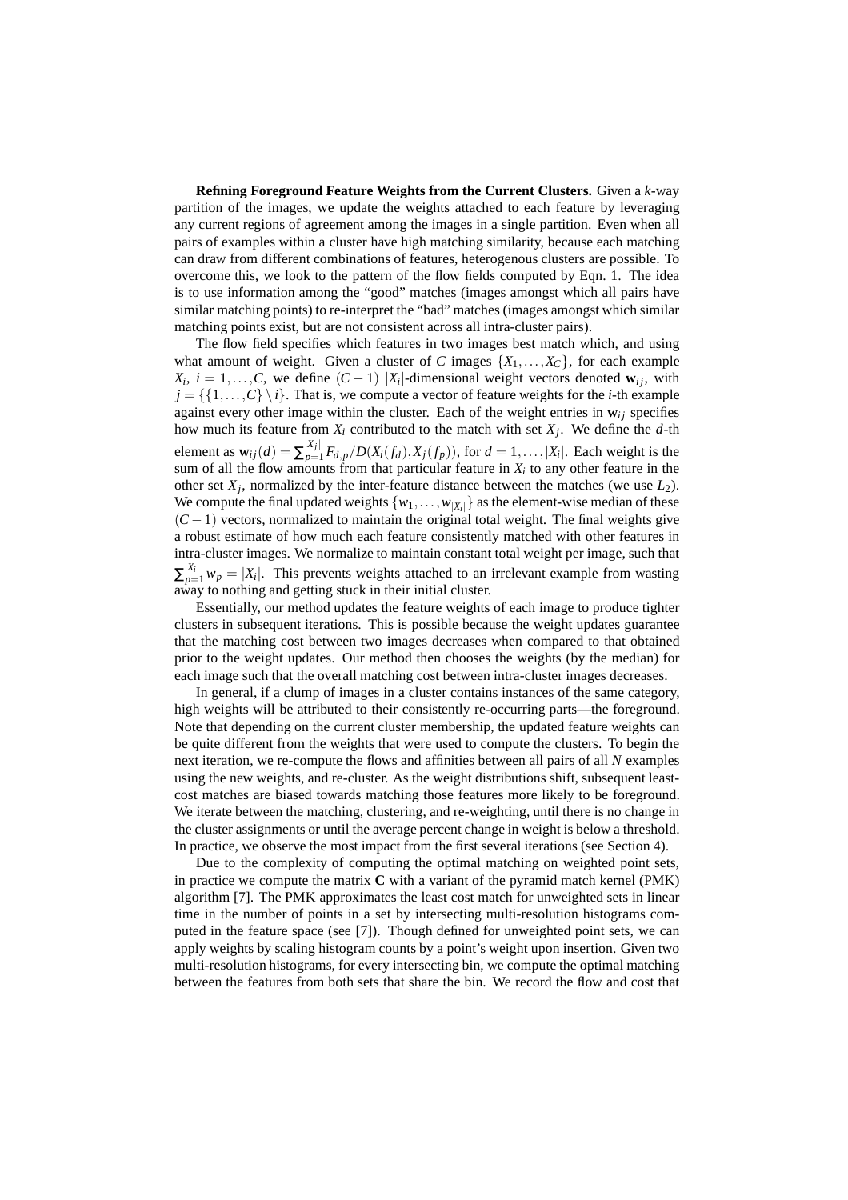**Refining Foreground Feature Weights from the Current Clusters.** Given a $k$-way partition of the images, we update the weights attached to each feature by leveraging any current regions of agreement among the images in a single partition. Even when all pairs of examples within a cluster have high matching similarity, because each matching can draw from different combinations of features, heterogenous clusters are possible. To overcome this, we look to the pattern of the flow fields computed by Eqn. 1. The idea is to use information among the "good" matches (images amongst which all pairs have similar matching points) to re-interpret the "bad" matches (images amongst which similar matching points exist, but are not consistent across all intra-cluster pairs).

The flow field specifies which features in two images best match which, and using what amount of weight. Given a cluster of $C$ images $\{X_1, \ldots, X_C\}$, for each example $X_i$, $i = 1, \ldots, C$, we define $(C-1)$ $|X_i|$-dimensional weight vectors denoted $\mathbf{w}_{ij}$, with $j = \{\{1, \ldots, C\} \setminus i\}$. That is, we compute a vector of feature weights for the $i$-th example against every other image within the cluster. Each of the weight entries in $\mathbf{w}_{ij}$ specifies how much its feature from $X_i$ contributed to the match with set $X_j$. We define the $d$-th element as $\mathbf{w}_{ij}(d) = \sum_{p=1}^{|X_j|} F_{d,p} / D(X_i(f_d), X_j(f_p))$, for $d = 1, \ldots, |X_i|$. Each weight is the sum of all the flow amounts from that particular feature in $X_i$ to any other feature in the other set $X_j$, normalized by the inter-feature distance between the matches (we use $L_2$). We compute the final updated weights $\{w_1, \ldots, w_{|X_i|}\}$ as the element-wise median of these $(C-1)$ vectors, normalized to maintain the original total weight. The final weights give a robust estimate of how much each feature consistently matched with other features in intra-cluster images. We normalize to maintain constant total weight per image, such that $\sum_{p=1}^{|X_i|} w_p = |X_i|$. This prevents weights attached to an irrelevant example from wasting away to nothing and getting stuck in their initial cluster.

Essentially, our method updates the feature weights of each image to produce tighter clusters in subsequent iterations. This is possible because the weight updates guarantee that the matching cost between two images decreases when compared to that obtained prior to the weight updates. Our method then chooses the weights (by the median) for each image such that the overall matching cost between intra-cluster images decreases.

In general, if a clump of images in a cluster contains instances of the same category, high weights will be attributed to their consistently re-occurring parts—the foreground. Note that depending on the current cluster membership, the updated feature weights can be quite different from the weights that were used to compute the clusters. To begin the next iteration, we re-compute the flows and affinities between all pairs of all $N$ examples using the new weights, and re-cluster. As the weight distributions shift, subsequent least-cost matches are biased towards matching those features more likely to be foreground. We iterate between the matching, clustering, and re-weighting, until there is no change in the cluster assignments or until the average percent change in weight is below a threshold. In practice, we observe the most impact from the first several iterations (see Section 4).

Due to the complexity of computing the optimal matching on weighted point sets, in practice we compute the matrix $\mathbf{C}$ with a variant of the pyramid match kernel (PMK) algorithm [7]. The PMK approximates the least cost match for unweighted sets in linear time in the number of points in a set by intersecting multi-resolution histograms computed in the feature space (see [7]). Though defined for unweighted point sets, we can apply weights by scaling histogram counts by a point's weight upon insertion. Given two multi-resolution histograms, for every intersecting bin, we compute the optimal matching between the features from both sets that share the bin. We record the flow and cost that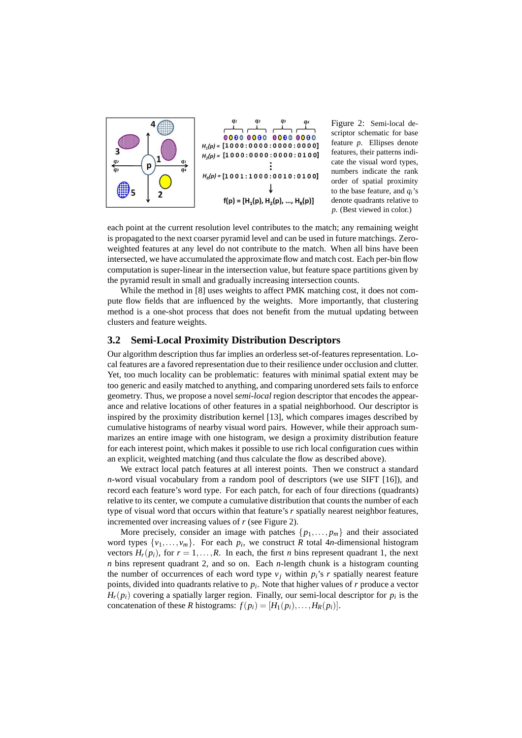Figure 2: Semi-local descriptor schematic for base feature $p$. Ellipses denote features, their patterns indicate the visual word types, numbers indicate the rank order of spatial proximity to the base feature, and $q_i$'s denote quadrants relative to $p$. (Best viewed in color.)

each point at the current resolution level contributes to the match; any remaining weight is propagated to the next coarser pyramid level and can be used in future matchings. Zero-weighted features at any level do not contribute to the match. When all bins have been intersected, we have accumulated the approximate flow and match cost. Each per-bin flow computation is super-linear in the intersection value, but feature space partitions given by the pyramid result in small and gradually increasing intersection counts.

While the method in [8] uses weights to affect PMK matching cost, it does not compute flow fields that are influenced by the weights. More importantly, that clustering method is a one-shot process that does not benefit from the mutual updating between clusters and feature weights.

### 3.2 Semi-Local Proximity Distribution Descriptors

Our algorithm description thus far implies an orderless set-of-features representation. Local features are a favored representation due to their resilience under occlusion and clutter. Yet, too much locality can be problematic: features with minimal spatial extent may be too generic and easily matched to anything, and comparing unordered sets fails to enforce geometry. Thus, we propose a novel *semi-local* region descriptor that encodes the appearance and relative locations of other features in a spatial neighborhood. Our descriptor is inspired by the proximity distribution kernel [13], which compares images described by cumulative histograms of nearby visual word pairs. However, while their approach summarizes an entire image with one histogram, we design a proximity distribution feature for each interest point, which makes it possible to use rich local configuration cues within an explicit, weighted matching (and thus calculate the flow as described above).

We extract local patch features at all interest points. Then we construct a standard $n$-word visual vocabulary from a random pool of descriptors (we use SIFT [16]), and record each feature's word type. For each patch, for each of four directions (quadrants) relative to its center, we compute a cumulative distribution that counts the number of each type of visual word that occurs within that feature's $r$ spatially nearest neighbor features, incremented over increasing values of $r$ (see Figure 2).

More precisely, consider an image with patches $\{p_1, \ldots, p_m\}$ and their associated word types $\{v_1, \ldots, v_m\}$. For each $p_i$, we construct $R$ total $4n$-dimensional histogram vectors $H_r(p_i)$, for $r = 1, \ldots, R$. In each, the first $n$ bins represent quadrant 1, the next $n$ bins represent quadrant 2, and so on. Each $n$-length chunk is a histogram counting the number of occurrences of each word type $v_j$ within $p_i$'s $r$ spatially nearest feature points, divided into quadrants relative to $p_i$. Note that higher values of $r$ produce a vector $H_r(p_i)$ covering a spatially larger region. Finally, our semi-local descriptor for $p_i$ is the concatenation of these $R$ histograms: $f(p_i) = [H_1(p_i), \ldots, H_R(p_i)]$.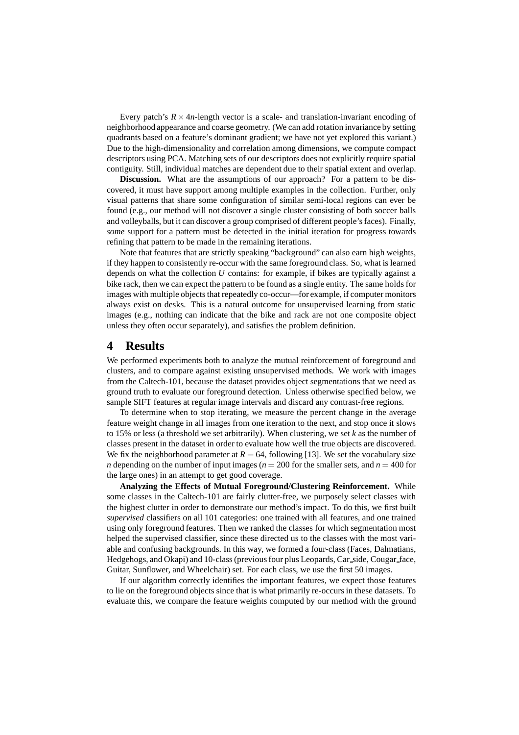Every patch's $R \times 4n$-length vector is a scale- and translation-invariant encoding of neighborhood appearance and coarse geometry. (We can add rotation invariance by setting quadrants based on a feature's dominant gradient; we have not yet explored this variant.) Due to the high-dimensionality and correlation among dimensions, we compute compact descriptors using PCA. Matching sets of our descriptors does not explicitly require spatial contiguity. Still, individual matches are dependent due to their spatial extent and overlap.

**Discussion.** What are the assumptions of our approach? For a pattern to be discovered, it must have support among multiple examples in the collection. Further, only visual patterns that share some configuration of similar semi-local regions can ever be found (e.g., our method will not discover a single cluster consisting of both soccer balls and volleyballs, but it can discover a group comprised of different people's faces). Finally, *some* support for a pattern must be detected in the initial iteration for progress towards refining that pattern to be made in the remaining iterations.

Note that features that are strictly speaking "background" can also earn high weights, if they happen to consistently re-occur with the same foreground class. So, what is learned depends on what the collection $U$ contains: for example, if bikes are typically against a bike rack, then we can expect the pattern to be found as a single entity. The same holds for images with multiple objects that repeatedly co-occur—for example, if computer monitors always exist on desks. This is a natural outcome for unsupervised learning from static images (e.g., nothing can indicate that the bike and rack are not one composite object unless they often occur separately), and satisfies the problem definition.

# 4 Results

We performed experiments both to analyze the mutual reinforcement of foreground and clusters, and to compare against existing unsupervised methods. We work with images from the Caltech-101, because the dataset provides object segmentations that we need as ground truth to evaluate our foreground detection. Unless otherwise specified below, we sample SIFT features at regular image intervals and discard any contrast-free regions.

To determine when to stop iterating, we measure the percent change in the average feature weight change in all images from one iteration to the next, and stop once it slows to 15% or less (a threshold we set arbitrarily). When clustering, we set $k$ as the number of classes present in the dataset in order to evaluate how well the true objects are discovered. We fix the neighborhood parameter at $R = 64$, following [13]. We set the vocabulary size $n$ depending on the number of input images ($n = 200$ for the smaller sets, and $n = 400$ for the large ones) in an attempt to get good coverage.

**Analyzing the Effects of Mutual Foreground/Clustering Reinforcement.** While some classes in the Caltech-101 are fairly clutter-free, we purposely select classes with the highest clutter in order to demonstrate our method's impact. To do this, we first built *supervised* classifiers on all 101 categories: one trained with all features, and one trained using only foreground features. Then we ranked the classes for which segmentation most helped the supervised classifier, since these directed us to the classes with the most variable and confusing backgrounds. In this way, we formed a four-class (Faces, Dalmatians, Hedgehogs, and Okapi) and 10-class (previous four plus Leopards, Car_side, Cougar_face, Guitar, Sunflower, and Wheelchair) set. For each class, we use the first 50 images.

If our algorithm correctly identifies the important features, we expect those features to lie on the foreground objects since that is what primarily re-occurs in these datasets. To evaluate this, we compare the feature weights computed by our method with the ground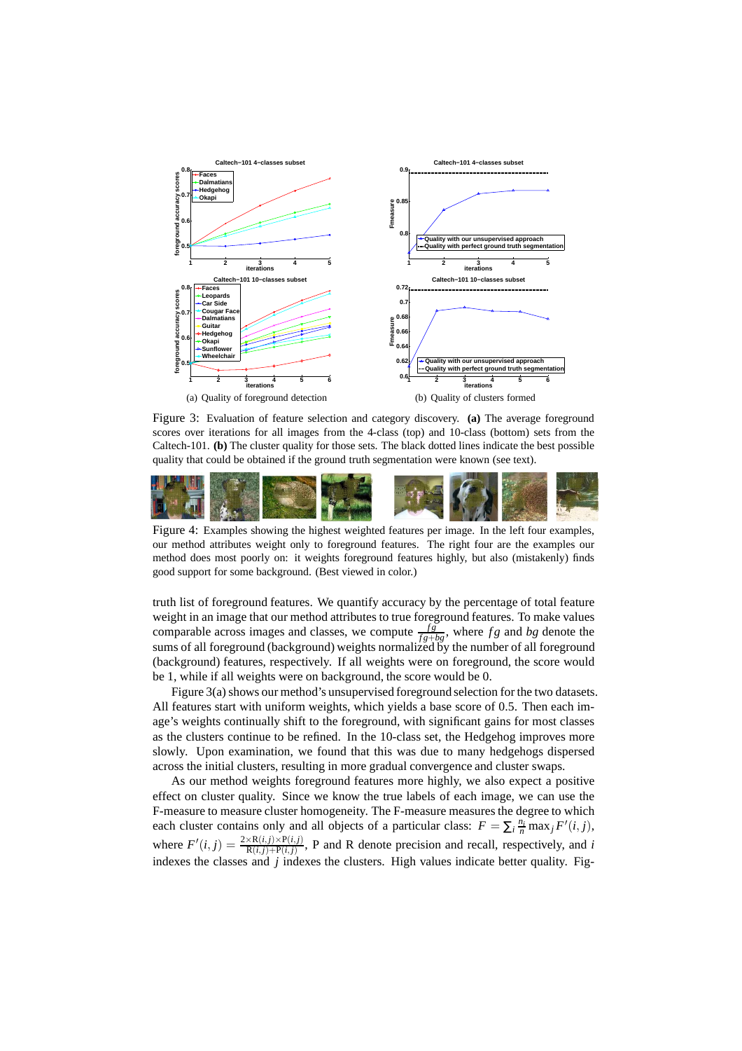(a) Quality of foreground detection

(b) Quality of clusters formed

Figure 3: Evaluation of feature selection and category discovery. **(a)** The average foreground scores over iterations for all images from the 4-class (top) and 10-class (bottom) sets from the Caltech-101. **(b)** The cluster quality for those sets. The black dotted lines indicate the best possible quality that could be obtained if the ground truth segmentation were known (see text).

Figure 4: Examples showing the highest weighted features per image. In the left four examples, our method attributes weight only to foreground features. The right four are the examples our method does most poorly on: it weights foreground features highly, but also (mistakenly) finds good support for some background. (Best viewed in color.)

truth list of foreground features. We quantify accuracy by the percentage of total feature weight in an image that our method attributes to true foreground features. To make values comparable across images and classes, we compute $\frac{fg}{fg+bg}$, where $fg$ and $bg$ denote the sums of all foreground (background) weights normalized by the number of all foreground (background) features, respectively. If all weights were on foreground, the score would be 1, while if all weights were on background, the score would be 0.

Figure 3(a) shows our method's unsupervised foreground selection for the two datasets. All features start with uniform weights, which yields a base score of 0.5. Then each image's weights continually shift to the foreground, with significant gains for most classes as the clusters continue to be refined. In the 10-class set, the Hedgehog improves more slowly. Upon examination, we found that this was due to many hedgehogs dispersed across the initial clusters, resulting in more gradual convergence and cluster swaps.

As our method weights foreground features more highly, we also expect a positive effect on cluster quality. Since we know the true labels of each image, we can use the F-measure to measure cluster homogeneity. The F-measure measures the degree to which each cluster contains only and all objects of a particular class: $F = \sum_i \frac{n_i}{n} \max_j F'(i, j)$, where $F'(i, j) = \frac{2 \times \text{R}(i,j) \times \text{P}(i,j)}{\text{R}(i,j) + \text{P}(i,j)}$, P and R denote precision and recall, respectively, and $i$ indexes the classes and $j$ indexes the clusters. High values indicate better quality. Fig-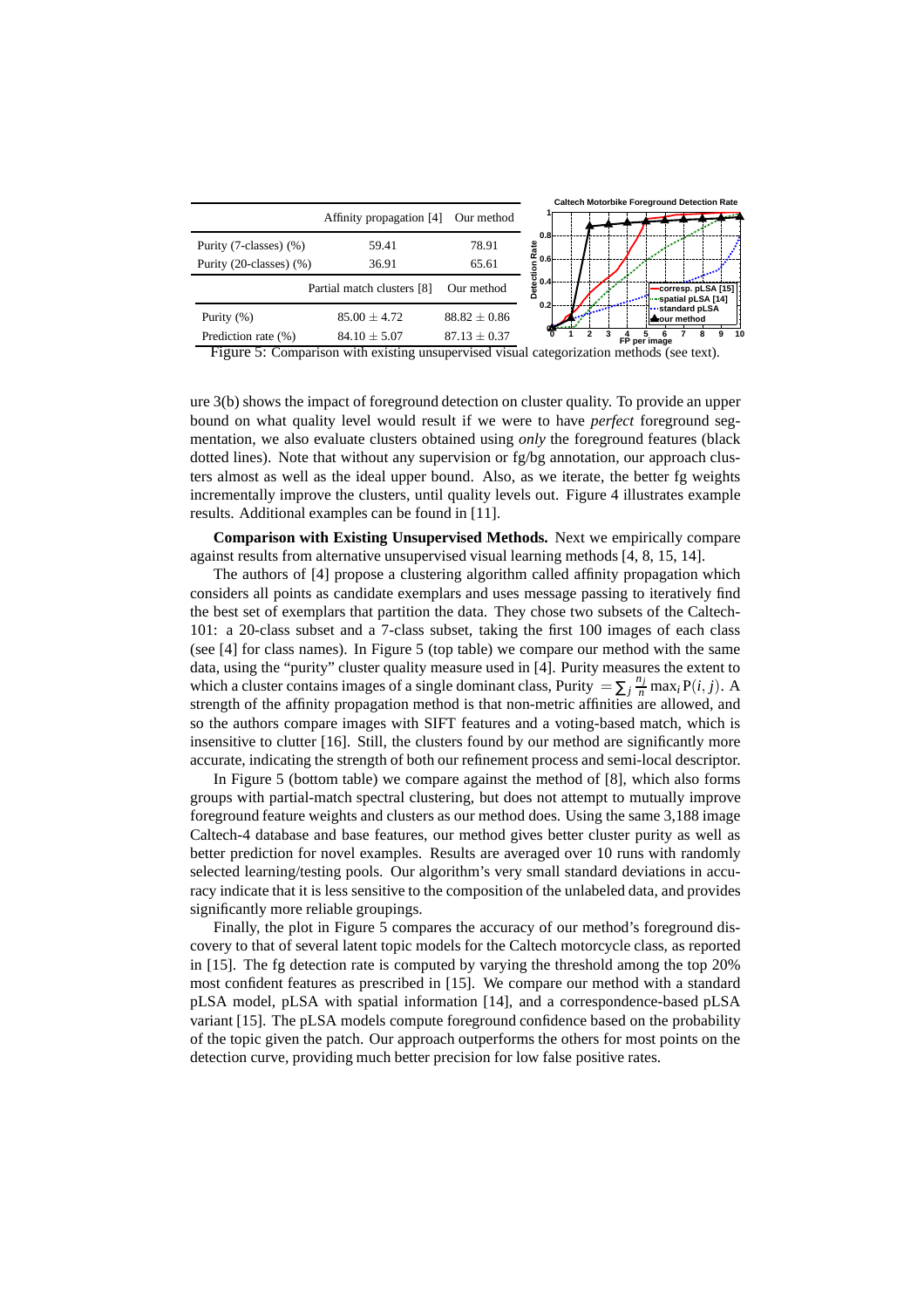| | Affinity propagation [4] | Our method |
|---|---|---|
| Purity (7-classes) (%) | 59.41 | 78.91 |
| Purity (20-classes) (%) | 36.91 | 65.61 |

| | Partial match clusters [8] | Our method |
|---|---|---|
| Purity (%) | $85.00 \pm 4.72$ | $88.82 \pm 0.86$ |
| Prediction rate (%) | $84.10 \pm 5.07$ | $87.13 \pm 0.37$ |

Figure 5: Comparison with existing unsupervised visual categorization methods (see text).

ure 3(b) shows the impact of foreground detection on cluster quality. To provide an upper bound on what quality level would result if we were to have *perfect* foreground segmentation, we also evaluate clusters obtained using *only* the foreground features (black dotted lines). Note that without any supervision or fg/bg annotation, our approach clusters almost as well as the ideal upper bound. Also, as we iterate, the better fg weights incrementally improve the clusters, until quality levels out. Figure 4 illustrates example results. Additional examples can be found in [11].

**Comparison with Existing Unsupervised Methods.** Next we empirically compare against results from alternative unsupervised visual learning methods [4, 8, 15, 14].

The authors of [4] propose a clustering algorithm called affinity propagation which considers all points as candidate exemplars and uses message passing to iteratively find the best set of exemplars that partition the data. They chose two subsets of the Caltech-101: a 20-class subset and a 7-class subset, taking the first 100 images of each class (see [4] for class names). In Figure 5 (top table) we compare our method with the same data, using the "purity" cluster quality measure used in [4]. Purity measures the extent to which a cluster contains images of a single dominant class, Purity $= \sum_j \frac{n_j}{n} \max_i \text{P}(i, j)$. A strength of the affinity propagation method is that non-metric affinities are allowed, and so the authors compare images with SIFT features and a voting-based match, which is insensitive to clutter [16]. Still, the clusters found by our method are significantly more accurate, indicating the strength of both our refinement process and semi-local descriptor.

In Figure 5 (bottom table) we compare against the method of [8], which also forms groups with partial-match spectral clustering, but does not attempt to mutually improve foreground feature weights and clusters as our method does. Using the same 3,188 image Caltech-4 database and base features, our method gives better cluster purity as well as better prediction for novel examples. Results are averaged over 10 runs with randomly selected learning/testing pools. Our algorithm's very small standard deviations in accuracy indicate that it is less sensitive to the composition of the unlabeled data, and provides significantly more reliable groupings.

Finally, the plot in Figure 5 compares the accuracy of our method's foreground discovery to that of several latent topic models for the Caltech motorcycle class, as reported in [15]. The fg detection rate is computed by varying the threshold among the top 20% most confident features as prescribed in [15]. We compare our method with a standard pLSA model, pLSA with spatial information [14], and a correspondence-based pLSA variant [15]. The pLSA models compute foreground confidence based on the probability of the topic given the patch. Our approach outperforms the others for most points on the detection curve, providing much better precision for low false positive rates.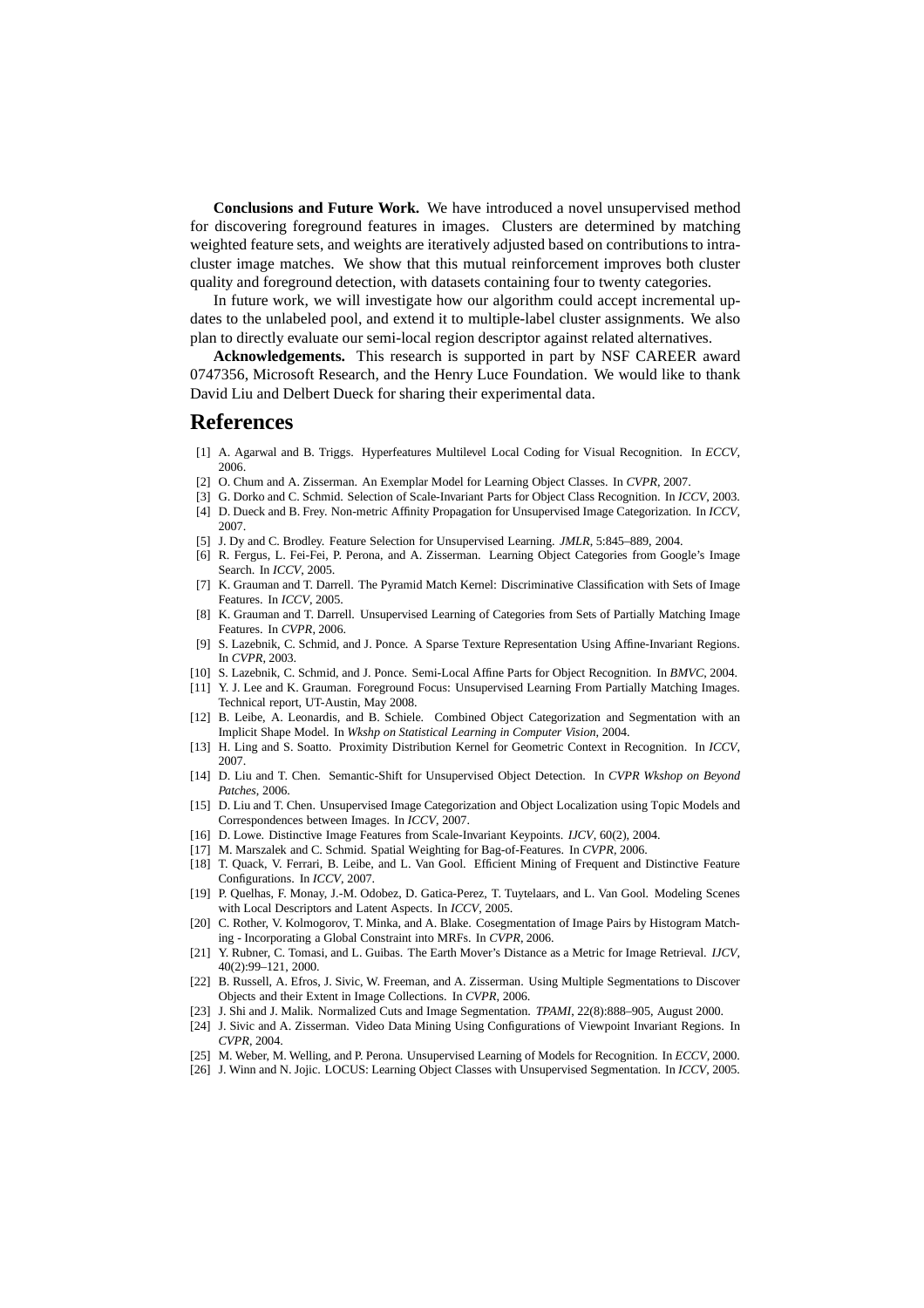**Conclusions and Future Work.** We have introduced a novel unsupervised method for discovering foreground features in images. Clusters are determined by matching weighted feature sets, and weights are iteratively adjusted based on contributions to intra-cluster image matches. We show that this mutual reinforcement improves both cluster quality and foreground detection, with datasets containing four to twenty categories.

In future work, we will investigate how our algorithm could accept incremental updates to the unlabeled pool, and extend it to multiple-label cluster assignments. We also plan to directly evaluate our semi-local region descriptor against related alternatives.

**Acknowledgements.** This research is supported in part by NSF CAREER award 0747356, Microsoft Research, and the Henry Luce Foundation. We would like to thank David Liu and Delbert Dueck for sharing their experimental data.

# References

[1] A. Agarwal and B. Triggs. Hyperfeatures Multilevel Local Coding for Visual Recognition. In *ECCV*, 2006.

[2] O. Chum and A. Zisserman. An Exemplar Model for Learning Object Classes. In *CVPR*, 2007.

[3] G. Dorko and C. Schmid. Selection of Scale-Invariant Parts for Object Class Recognition. In *ICCV*, 2003.

[4] D. Dueck and B. Frey. Non-metric Affinity Propagation for Unsupervised Image Categorization. In *ICCV*, 2007.

[5] J. Dy and C. Brodley. Feature Selection for Unsupervised Learning. *JMLR*, 5:845–889, 2004.

[6] R. Fergus, L. Fei-Fei, P. Perona, and A. Zisserman. Learning Object Categories from Google's Image Search. In *ICCV*, 2005.

[7] K. Grauman and T. Darrell. The Pyramid Match Kernel: Discriminative Classification with Sets of Image Features. In *ICCV*, 2005.

[8] K. Grauman and T. Darrell. Unsupervised Learning of Categories from Sets of Partially Matching Image Features. In *CVPR*, 2006.

[9] S. Lazebnik, C. Schmid, and J. Ponce. A Sparse Texture Representation Using Affine-Invariant Regions. In *CVPR*, 2003.

[10] S. Lazebnik, C. Schmid, and J. Ponce. Semi-Local Affine Parts for Object Recognition. In *BMVC*, 2004.

[11] Y. J. Lee and K. Grauman. Foreground Focus: Unsupervised Learning From Partially Matching Images. Technical report, UT-Austin, May 2008.

[12] B. Leibe, A. Leonardis, and B. Schiele. Combined Object Categorization and Segmentation with an Implicit Shape Model. In *Wkshp on Statistical Learning in Computer Vision*, 2004.

[13] H. Ling and S. Soatto. Proximity Distribution Kernel for Geometric Context in Recognition. In *ICCV*, 2007.

[14] D. Liu and T. Chen. Semantic-Shift for Unsupervised Object Detection. In *CVPR Wkshop on Beyond Patches*, 2006.

[15] D. Liu and T. Chen. Unsupervised Image Categorization and Object Localization using Topic Models and Correspondences between Images. In *ICCV*, 2007.

[16] D. Lowe. Distinctive Image Features from Scale-Invariant Keypoints. *IJCV*, 60(2), 2004.

[17] M. Marszalek and C. Schmid. Spatial Weighting for Bag-of-Features. In *CVPR*, 2006.

[18] T. Quack, V. Ferrari, B. Leibe, and L. Van Gool. Efficient Mining of Frequent and Distinctive Feature Configurations. In *ICCV*, 2007.

[19] P. Quelhas, F. Monay, J.-M. Odobez, D. Gatica-Perez, T. Tuytelaars, and L. Van Gool. Modeling Scenes with Local Descriptors and Latent Aspects. In *ICCV*, 2005.

[20] C. Rother, V. Kolmogorov, T. Minka, and A. Blake. Cosegmentation of Image Pairs by Histogram Matching - Incorporating a Global Constraint into MRFs. In *CVPR*, 2006.

[21] Y. Rubner, C. Tomasi, and L. Guibas. The Earth Mover's Distance as a Metric for Image Retrieval. *IJCV*, 40(2):99–121, 2000.

[22] B. Russell, A. Efros, J. Sivic, W. Freeman, and A. Zisserman. Using Multiple Segmentations to Discover Objects and their Extent in Image Collections. In *CVPR*, 2006.

[23] J. Shi and J. Malik. Normalized Cuts and Image Segmentation. *TPAMI*, 22(8):888–905, August 2000.

[24] J. Sivic and A. Zisserman. Video Data Mining Using Configurations of Viewpoint Invariant Regions. In *CVPR*, 2004.

[25] M. Weber, M. Welling, and P. Perona. Unsupervised Learning of Models for Recognition. In *ECCV*, 2000.

[26] J. Winn and N. Jojic. LOCUS: Learning Object Classes with Unsupervised Segmentation. In *ICCV*, 2005.